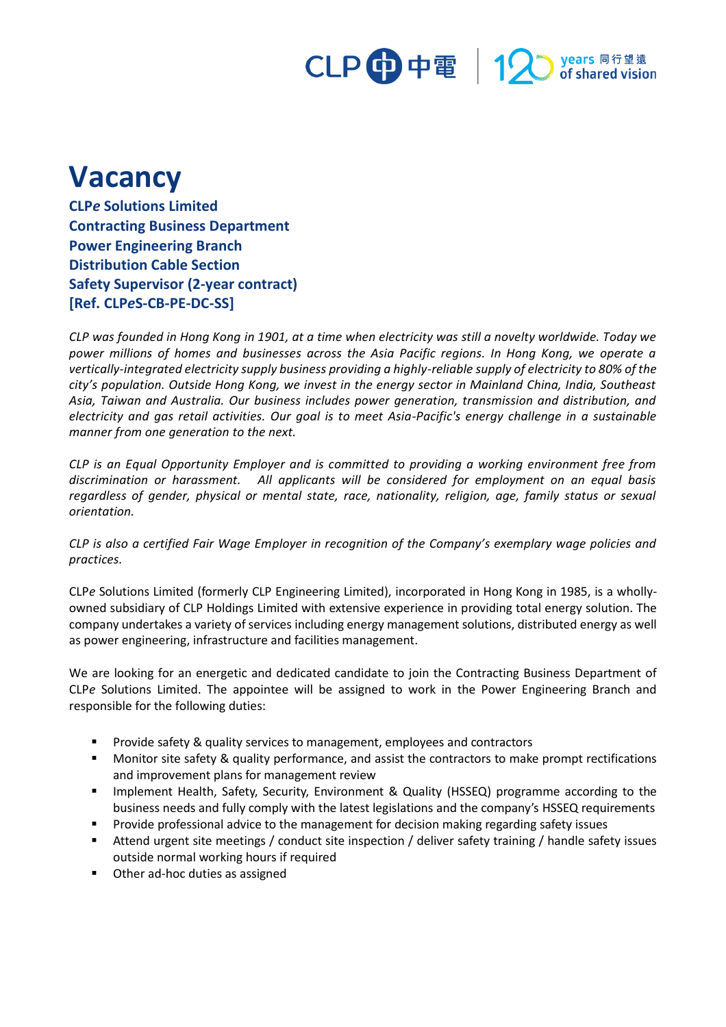# Vacancy

**CLP*e* Solutions Limited**
**Contracting Business Department**
**Power Engineering Branch**
**Distribution Cable Section**
**Safety Supervisor (2-year contract)**
**[Ref. CLP*e*S-CB-PE-DC-SS]**

*CLP was founded in Hong Kong in 1901, at a time when electricity was still a novelty worldwide. Today we power millions of homes and businesses across the Asia Pacific regions. In Hong Kong, we operate a vertically-integrated electricity supply business providing a highly-reliable supply of electricity to 80% of the city's population. Outside Hong Kong, we invest in the energy sector in Mainland China, India, Southeast Asia, Taiwan and Australia. Our business includes power generation, transmission and distribution, and electricity and gas retail activities. Our goal is to meet Asia-Pacific's energy challenge in a sustainable manner from one generation to the next.*

*CLP is an Equal Opportunity Employer and is committed to providing a working environment free from discrimination or harassment. All applicants will be considered for employment on an equal basis regardless of gender, physical or mental state, race, nationality, religion, age, family status or sexual orientation.*

*CLP is also a certified Fair Wage Employer in recognition of the Company's exemplary wage policies and practices.*

CLP*e* Solutions Limited (formerly CLP Engineering Limited), incorporated in Hong Kong in 1985, is a wholly-owned subsidiary of CLP Holdings Limited with extensive experience in providing total energy solution. The company undertakes a variety of services including energy management solutions, distributed energy as well as power engineering, infrastructure and facilities management.

We are looking for an energetic and dedicated candidate to join the Contracting Business Department of CLP*e* Solutions Limited. The appointee will be assigned to work in the Power Engineering Branch and responsible for the following duties:

- Provide safety & quality services to management, employees and contractors
- Monitor site safety & quality performance, and assist the contractors to make prompt rectifications and improvement plans for management review
- Implement Health, Safety, Security, Environment & Quality (HSSEQ) programme according to the business needs and fully comply with the latest legislations and the company's HSSEQ requirements
- Provide professional advice to the management for decision making regarding safety issues
- Attend urgent site meetings / conduct site inspection / deliver safety training / handle safety issues outside normal working hours if required
- Other ad-hoc duties as assigned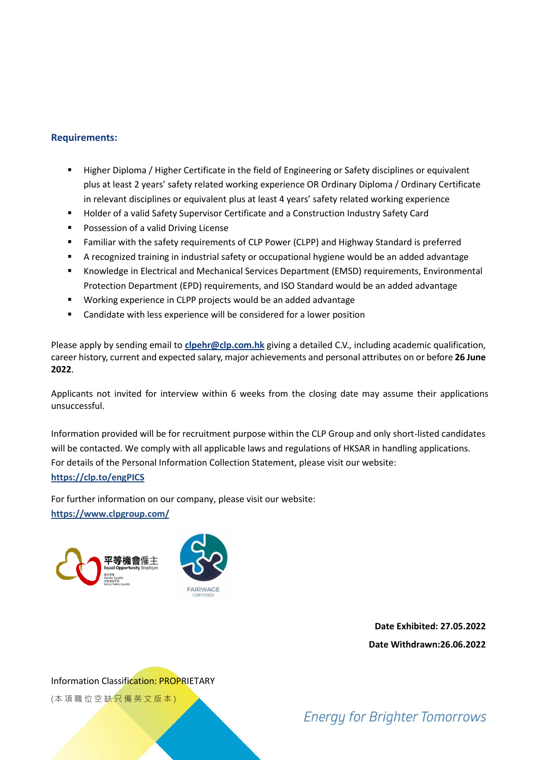### Requirements:

- Higher Diploma / Higher Certificate in the field of Engineering or Safety disciplines or equivalent plus at least 2 years' safety related working experience OR Ordinary Diploma / Ordinary Certificate in relevant disciplines or equivalent plus at least 4 years' safety related working experience
- Holder of a valid Safety Supervisor Certificate and a Construction Industry Safety Card
- Possession of a valid Driving License
- Familiar with the safety requirements of CLP Power (CLPP) and Highway Standard is preferred
- A recognized training in industrial safety or occupational hygiene would be an added advantage
- Knowledge in Electrical and Mechanical Services Department (EMSD) requirements, Environmental Protection Department (EPD) requirements, and ISO Standard would be an added advantage
- Working experience in CLPP projects would be an added advantage
- Candidate with less experience will be considered for a lower position

Please apply by sending email to **clpehr@clp.com.hk** giving a detailed C.V., including academic qualification, career history, current and expected salary, major achievements and personal attributes on or before **26 June 2022**.

Applicants not invited for interview within 6 weeks from the closing date may assume their applications unsuccessful.

Information provided will be for recruitment purpose within the CLP Group and only short-listed candidates will be contacted. We comply with all applicable laws and regulations of HKSAR in handling applications. For details of the Personal Information Collection Statement, please visit our website: **https://clp.to/engPICS**

For further information on our company, please visit our website: **https://www.clpgroup.com/**

平等機會僱主 Equal Opportunity Employer

FAIRWAGE CERTIFIED

**Date Exhibited: 27.05.2022**

**Date Withdrawn:26.06.2022**

Information Classification: PROPRIETARY

(本項職位空缺只備英文版本)

*Energy for Brighter Tomorrows*